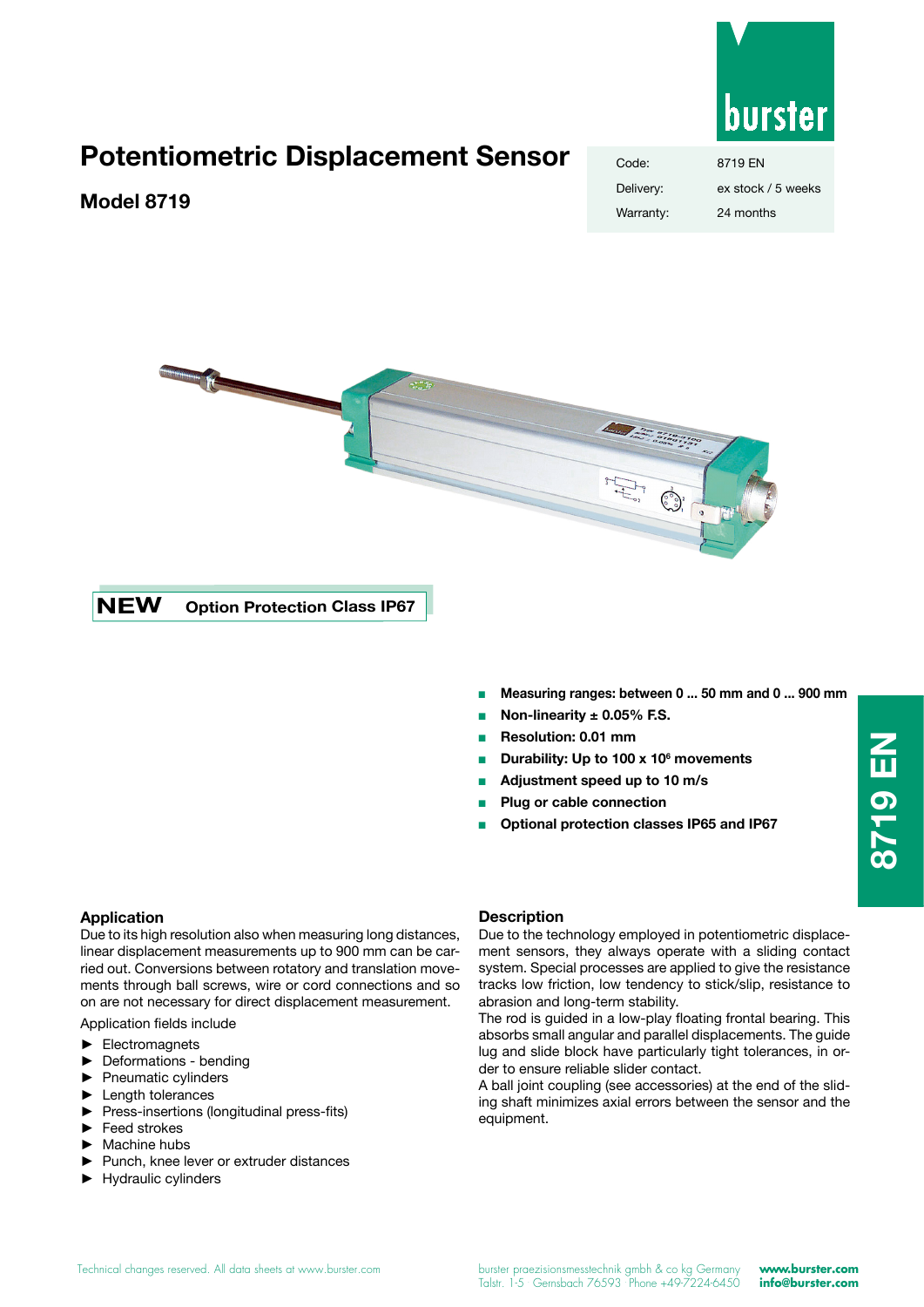# Potentiometric Displacement Sensor

## Model 8719

| Code: | 8719 EN |
| --- | --- |
| Delivery: | ex stock / 5 weeks |
| Warranty: | 24 months |

**NEW Option Protection Class IP67**

- **Measuring ranges: between 0 ... 50 mm and 0 ... 900 mm**
- **Non-linearity ± 0.05% F.S.**
- **Resolution: 0.01 mm**
- **Durability: Up to 100 x $10^6$ movements**
- **Adjustment speed up to 10 m/s**
- **Plug or cable connection**
- **Optional protection classes IP65 and IP67**

### Application

Due to its high resolution also when measuring long distances, linear displacement measurements up to 900 mm can be carried out. Conversions between rotatory and translation movements through ball screws, wire or cord connections and so on are not necessary for direct displacement measurement.

Application fields include

- Electromagnets
- Deformations - bending
- Pneumatic cylinders
- Length tolerances
- Press-insertions (longitudinal press-fits)
- Feed strokes
- Machine hubs
- Punch, knee lever or extruder distances
- Hydraulic cylinders

### Description

Due to the technology employed in potentiometric displacement sensors, they always operate with a sliding contact system. Special processes are applied to give the resistance tracks low friction, low tendency to stick/slip, resistance to abrasion and long-term stability.

The rod is guided in a low-play floating frontal bearing. This absorbs small angular and parallel displacements. The guide lug and slide block have particularly tight tolerances, in order to ensure reliable slider contact.

A ball joint coupling (see accessories) at the end of the sliding shaft minimizes axial errors between the sensor and the equipment.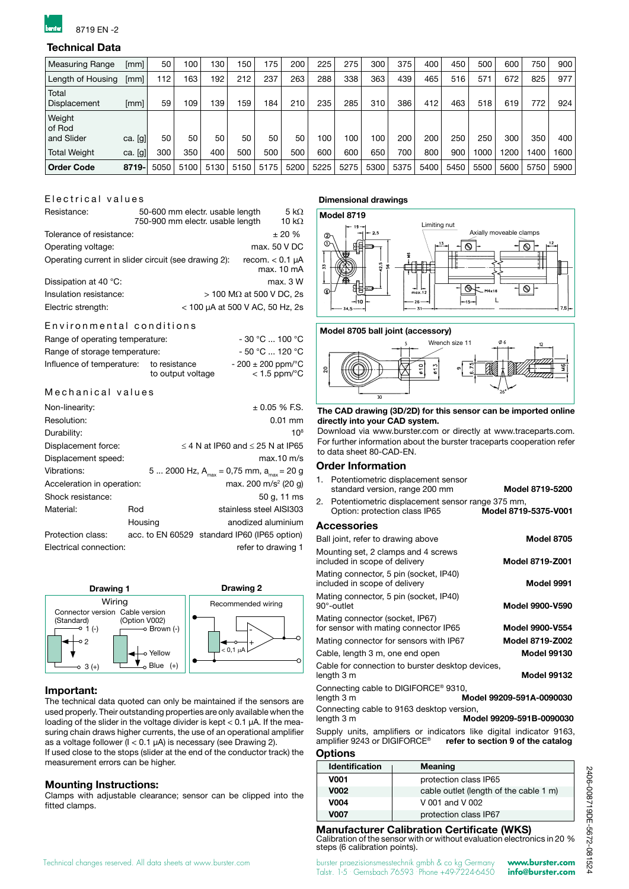## Technical Data

| Measuring Range [mm] | 50 | 100 | 130 | 150 | 175 | 200 | 225 | 275 | 300 | 375 | 400 | 450 | 500 | 600 | 750 | 900 |
|---|---|---|---|---|---|---|---|---|---|---|---|---|---|---|---|---|
| Length of Housing [mm] | 112 | 163 | 192 | 212 | 237 | 263 | 288 | 338 | 363 | 439 | 465 | 516 | 571 | 672 | 825 | 977 |
| Total Displacement [mm] | 59 | 109 | 139 | 159 | 184 | 210 | 235 | 285 | 310 | 386 | 412 | 463 | 518 | 619 | 772 | 924 |
| Weight of Rod and Slider ca. [g] | 50 | 50 | 50 | 50 | 50 | 50 | 100 | 100 | 100 | 200 | 200 | 250 | 250 | 300 | 350 | 400 |
| Total Weight ca. [g] | 300 | 350 | 400 | 500 | 500 | 500 | 600 | 600 | 650 | 700 | 800 | 900 | 1000 | 1200 | 1400 | 1600 |
| **Order Code 8719-** | 5050 | 5100 | 5130 | 5150 | 5175 | 5200 | 5225 | 5275 | 5300 | 5375 | 5400 | 5450 | 5500 | 5600 | 5750 | 5900 |

### Electrical values

| | | |
|---|---|---|
| Resistance: | 50-600 mm electr. usable length | 5 kΩ |
| | 750-900 mm electr. usable length | 10 kΩ |
| Tolerance of resistance: | | ± 20 % |
| Operating voltage: | | max. 50 V DC |
| Operating current in slider circuit (see drawing 2): | | recom. < 0.1 µA<br>max. 10 mA |
| Dissipation at 40 °C: | | max. 3 W |
| Insulation resistance: | | > 100 MΩ at 500 V DC, 2s |
| Electric strength: | | < 100 µA at 500 V AC, 50 Hz, 2s |

### Environmental conditions

| | | |
|---|---|---|
| Range of operating temperature: | | - 30 °C ... 100 °C |
| Range of storage temperature: | | - 50 °C ... 120 °C |
| Influence of temperature: | to resistance | - 200 ± 200 ppm/°C |
| | to output voltage | < 1.5 ppm/°C |

### Mechanical values

| | | |
|---|---|---|
| Non-linearity: | | ± 0.05 % F.S. |
| Resolution: | | 0.01 mm |
| Durability: | | $10^8$ |
| Displacement force: | | ≤ 4 N at IP60 and ≤ 25 N at IP65 |
| Displacement speed: | | max.10 m/s |
| Vibrations: | | 5 ... 2000 Hz, $A_{max}$ = 0,75 mm, $a_{max}$ = 20 g |
| Acceleration in operation: | | max. 200 m/s² (20 g) |
| Shock resistance: | | 50 g, 11 ms |
| Material: | Rod | stainless steel AISI303 |
| | Housing | anodized aluminium |
| Protection class: | acc. to EN 60529 | standard IP60 (IP65 option) |
| Electrical connection: | | refer to drawing 1 |

**Drawing 1**

Wiring

Connector version (Standard)
1 (-)
2
3 (+)

Cable version (Option V002)
Brown (-)
Yellow
Blue (+)

**Drawing 2**

Recommended wiring

< 0,1 µA

## Important:

The technical data quoted can only be maintained if the sensors are used properly. Their outstanding properties are only available when the loading of the slider in the voltage divider is kept < 0.1 µA. If the measuring chain draws higher currents, the use of an operational amplifier as a voltage follower (I < 0.1 µA) is necessary (see Drawing 2).
If used close to the stops (slider at the end of the conductor track) the measurement errors can be higher.

## Mounting Instructions:

Clamps with adjustable clearance; sensor can be clipped into the fitted clamps.

### Dimensional drawings

**Model 8719**

Limiting nut
Axially moveable clamps
19
2,5
33
42,5
56
M6
13
12
M4x16
max.12
26
31
15
L
7,5
10
34,5

**Model 8705 ball joint (accessory)**

5
Wrench size 11
Ø 6
12
20
Ø10
Ø13
9
6,75
M6
30
26°

**The CAD drawing (3D/2D) for this sensor can be imported online directly into your CAD system.**
Download via www.burster.com or directly at www.traceparts.com. For further information about the burster traceparts cooperation refer to data sheet 80-CAD-EN.

## Order Information

1. Potentiometric displacement sensor standard version, range 200 mm **Model 8719-5200**
2. Potentiometric displacement sensor range 375 mm, Option: protection class IP65 **Model 8719-5375-V001**

## Accessories

| | |
|---|---|
| Ball joint, refer to drawing above | **Model 8705** |
| Mounting set, 2 clamps and 4 screws included in scope of delivery | **Model 8719-Z001** |
| Mating connector, 5 pin (socket, IP40) included in scope of delivery | **Model 9991** |
| Mating connector, 5 pin (socket, IP40) 90°-outlet | **Model 9900-V590** |
| Mating connector (socket, IP67) for sensor with mating connector IP65 | **Model 9900-V554** |
| Mating connector for sensors with IP67 | **Model 8719-Z002** |
| Cable, length 3 m, one end open | **Model 99130** |
| Cable for connection to burster desktop devices, length 3 m | **Model 99132** |
| Connecting cable to DIGIFORCE® 9310, length 3 m | **Model 99209-591A-0090030** |
| Connecting cable to 9163 desktop version, length 3 m | **Model 99209-591B-0090030** |
| Supply units, amplifiers or indicators like digital indicator 9163, amplifier 9243 or DIGIFORCE® | **refer to section 9 of the catalog** |

## Options

| Identification | Meaning |
|---|---|
| **V001** | protection class IP65 |
| **V002** | cable outlet (length of the cable 1 m) |
| **V004** | V 001 and V 002 |
| **V007** | protection class IP67 |

## Manufacturer Calibration Certificate (WKS)

Calibration of the sensor with or without evaluation electronics in 20 % steps (6 calibration points).